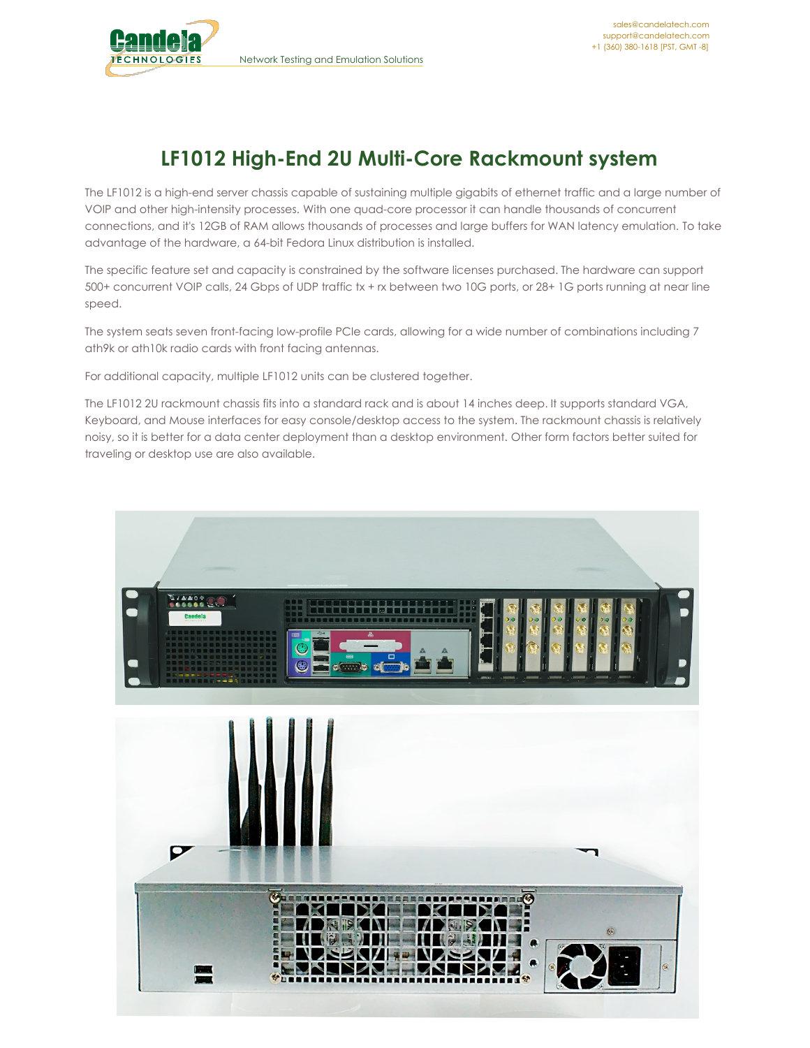# LF1012 High-End 2U Multi-Core Rackmount system

The LF1012 is a high-end server chassis capable of sustaining multiple gigabits of ethernet traffic and a large number of VOIP and other high-intensity processes. With one quad-core processor it can handle thousands of concurrent connections, and it's 12GB of RAM allows thousands of processes and large buffers for WAN latency emulation. To take advantage of the hardware, a 64-bit Fedora Linux distribution is installed.

The specific feature set and capacity is constrained by the software licenses purchased. The hardware can support 500+ concurrent VOIP calls, 24 Gbps of UDP traffic tx + rx between two 10G ports, or 28+ 1G ports running at near line speed.

The system seats seven front-facing low-profile PCIe cards, allowing for a wide number of combinations including 7 ath9k or ath10k radio cards with front facing antennas.

For additional capacity, multiple LF1012 units can be clustered together.

The LF1012 2U rackmount chassis fits into a standard rack and is about 14 inches deep. It supports standard VGA, Keyboard, and Mouse interfaces for easy console/desktop access to the system. The rackmount chassis is relatively noisy, so it is better for a data center deployment than a desktop environment. Other form factors better suited for traveling or desktop use are also available.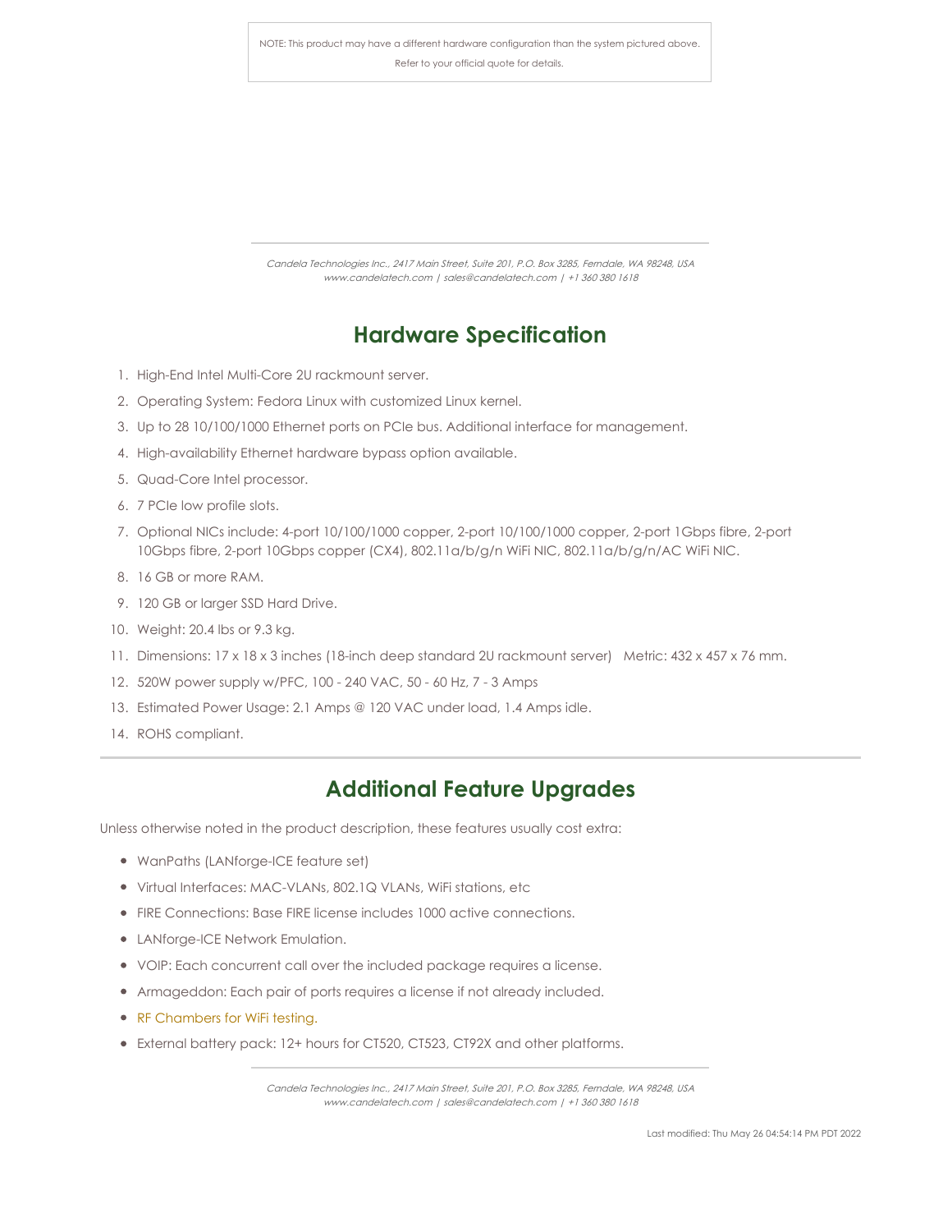NOTE: This product may have a different hardware configuration than the system pictured above.
Refer to your official quote for details.

## Hardware Specification

1. High-End Intel Multi-Core 2U rackmount server.
2. Operating System: Fedora Linux with customized Linux kernel.
3. Up to 28 10/100/1000 Ethernet ports on PCIe bus. Additional interface for management.
4. High-availability Ethernet hardware bypass option available.
5. Quad-Core Intel processor.
6. 7 PCIe low profile slots.
7. Optional NICs include: 4-port 10/100/1000 copper, 2-port 10/100/1000 copper, 2-port 1Gbps fibre, 2-port 10Gbps fibre, 2-port 10Gbps copper (CX4), 802.11a/b/g/n WiFi NIC, 802.11a/b/g/n/AC WiFi NIC.
8. 16 GB or more RAM.
9. 120 GB or larger SSD Hard Drive.
10. Weight: 20.4 lbs or 9.3 kg.
11. Dimensions: 17 x 18 x 3 inches (18-inch deep standard 2U rackmount server)   Metric: 432 x 457 x 76 mm.
12. 520W power supply w/PFC, 100 - 240 VAC, 50 - 60 Hz, 7 - 3 Amps
13. Estimated Power Usage: 2.1 Amps @ 120 VAC under load, 1.4 Amps idle.
14. ROHS compliant.

## Additional Feature Upgrades

Unless otherwise noted in the product description, these features usually cost extra:

- WanPaths (LANforge-ICE feature set)
- Virtual Interfaces: MAC-VLANs, 802.1Q VLANs, WiFi stations, etc
- FIRE Connections: Base FIRE license includes 1000 active connections.
- LANforge-ICE Network Emulation.
- VOIP: Each concurrent call over the included package requires a license.
- Armageddon: Each pair of ports requires a license if not already included.
- RF Chambers for WiFi testing.
- External battery pack: 12+ hours for CT520, CT523, CT92X and other platforms.

Last modified: Thu May 26 04:54:14 PM PDT 2022